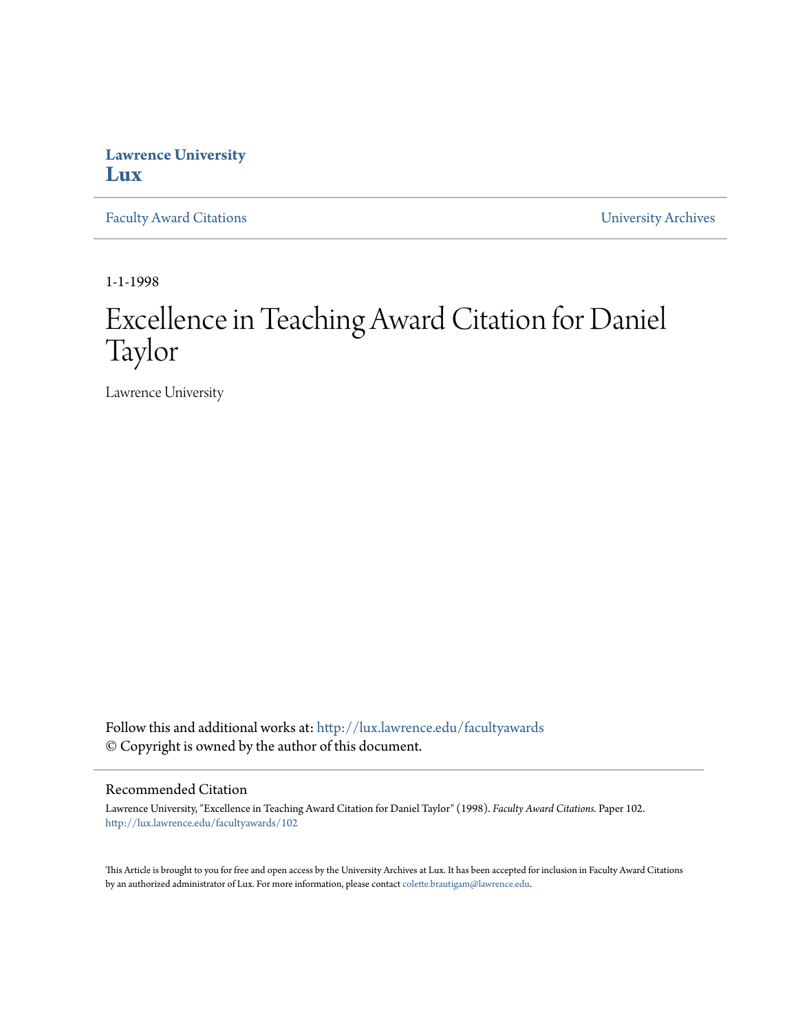**Lawrence University**
**Lux**

Faculty Award Citations | University Archives

1-1-1998

# Excellence in Teaching Award Citation for Daniel Taylor

Lawrence University

Follow this and additional works at: http://lux.lawrence.edu/facultyawards
© Copyright is owned by the author of this document.

## Recommended Citation

Lawrence University, "Excellence in Teaching Award Citation for Daniel Taylor" (1998). *Faculty Award Citations.* Paper 102.
http://lux.lawrence.edu/facultyawards/102

This Article is brought to you for free and open access by the University Archives at Lux. It has been accepted for inclusion in Faculty Award Citations by an authorized administrator of Lux. For more information, please contact colette.brautigam@lawrence.edu.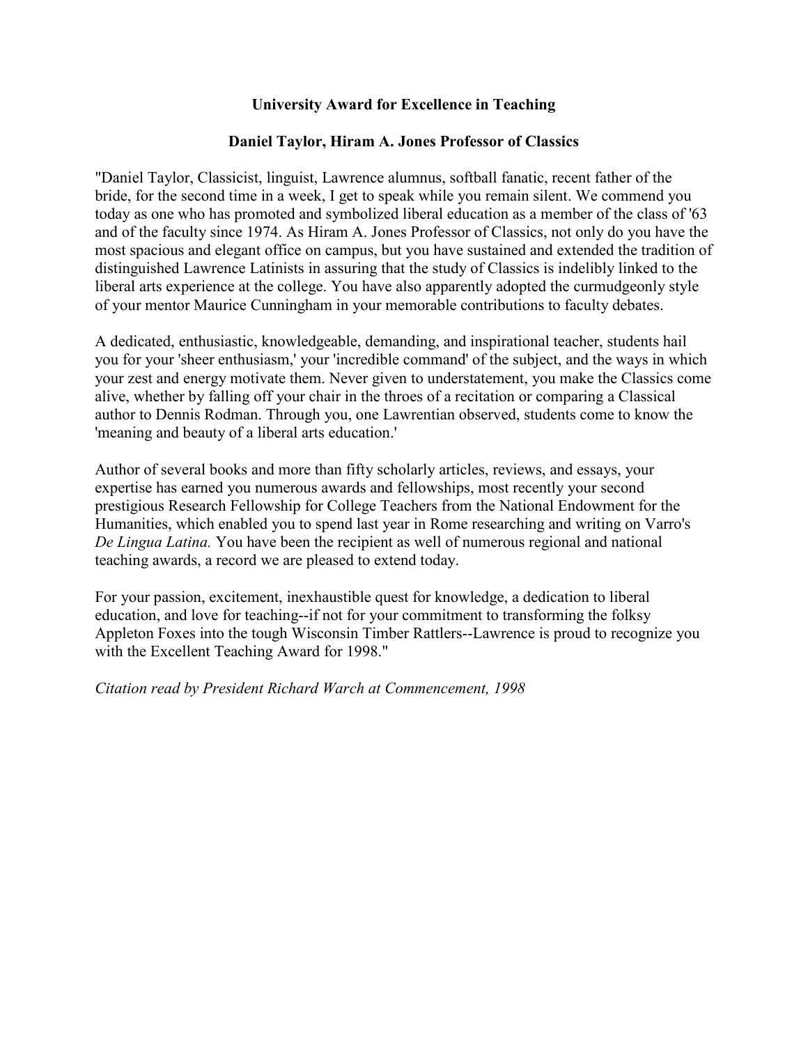**University Award for Excellence in Teaching**

**Daniel Taylor, Hiram A. Jones Professor of Classics**

"Daniel Taylor, Classicist, linguist, Lawrence alumnus, softball fanatic, recent father of the bride, for the second time in a week, I get to speak while you remain silent. We commend you today as one who has promoted and symbolized liberal education as a member of the class of '63 and of the faculty since 1974. As Hiram A. Jones Professor of Classics, not only do you have the most spacious and elegant office on campus, but you have sustained and extended the tradition of distinguished Lawrence Latinists in assuring that the study of Classics is indelibly linked to the liberal arts experience at the college. You have also apparently adopted the curmudgeonly style of your mentor Maurice Cunningham in your memorable contributions to faculty debates.

A dedicated, enthusiastic, knowledgeable, demanding, and inspirational teacher, students hail you for your 'sheer enthusiasm,' your 'incredible command' of the subject, and the ways in which your zest and energy motivate them. Never given to understatement, you make the Classics come alive, whether by falling off your chair in the throes of a recitation or comparing a Classical author to Dennis Rodman. Through you, one Lawrentian observed, students come to know the 'meaning and beauty of a liberal arts education.'

Author of several books and more than fifty scholarly articles, reviews, and essays, your expertise has earned you numerous awards and fellowships, most recently your second prestigious Research Fellowship for College Teachers from the National Endowment for the Humanities, which enabled you to spend last year in Rome researching and writing on Varro's *De Lingua Latina.* You have been the recipient as well of numerous regional and national teaching awards, a record we are pleased to extend today.

For your passion, excitement, inexhaustible quest for knowledge, a dedication to liberal education, and love for teaching--if not for your commitment to transforming the folksy Appleton Foxes into the tough Wisconsin Timber Rattlers--Lawrence is proud to recognize you with the Excellent Teaching Award for 1998."

*Citation read by President Richard Warch at Commencement, 1998*